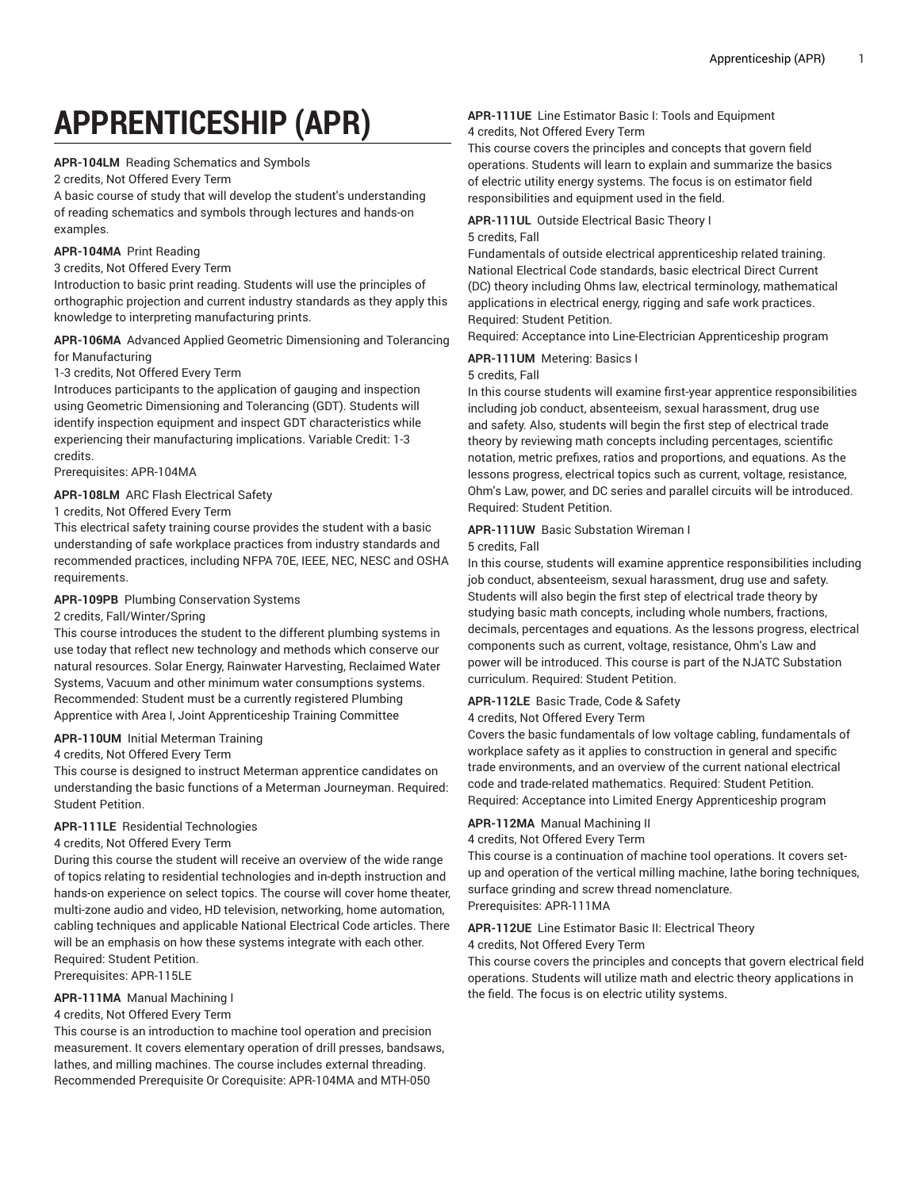# APPRENTICESHIP (APR)

**APR-104LM** Reading Schematics and Symbols
2 credits, Not Offered Every Term
A basic course of study that will develop the student's understanding of reading schematics and symbols through lectures and hands-on examples.

**APR-104MA** Print Reading
3 credits, Not Offered Every Term
Introduction to basic print reading. Students will use the principles of orthographic projection and current industry standards as they apply this knowledge to interpreting manufacturing prints.

**APR-106MA** Advanced Applied Geometric Dimensioning and Tolerancing for Manufacturing
1-3 credits, Not Offered Every Term
Introduces participants to the application of gauging and inspection using Geometric Dimensioning and Tolerancing (GDT). Students will identify inspection equipment and inspect GDT characteristics while experiencing their manufacturing implications. Variable Credit: 1-3 credits.
Prerequisites: APR-104MA

**APR-108LM** ARC Flash Electrical Safety
1 credits, Not Offered Every Term
This electrical safety training course provides the student with a basic understanding of safe workplace practices from industry standards and recommended practices, including NFPA 70E, IEEE, NEC, NESC and OSHA requirements.

**APR-109PB** Plumbing Conservation Systems
2 credits, Fall/Winter/Spring
This course introduces the student to the different plumbing systems in use today that reflect new technology and methods which conserve our natural resources. Solar Energy, Rainwater Harvesting, Reclaimed Water Systems, Vacuum and other minimum water consumptions systems.
Recommended: Student must be a currently registered Plumbing Apprentice with Area I, Joint Apprenticeship Training Committee

**APR-110UM** Initial Meterman Training
4 credits, Not Offered Every Term
This course is designed to instruct Meterman apprentice candidates on understanding the basic functions of a Meterman Journeyman. Required: Student Petition.

**APR-111LE** Residential Technologies
4 credits, Not Offered Every Term
During this course the student will receive an overview of the wide range of topics relating to residential technologies and in-depth instruction and hands-on experience on select topics. The course will cover home theater, multi-zone audio and video, HD television, networking, home automation, cabling techniques and applicable National Electrical Code articles. There will be an emphasis on how these systems integrate with each other.
Required: Student Petition.
Prerequisites: APR-115LE

**APR-111MA** Manual Machining I
4 credits, Not Offered Every Term
This course is an introduction to machine tool operation and precision measurement. It covers elementary operation of drill presses, bandsaws, lathes, and milling machines. The course includes external threading.
Recommended Prerequisite Or Corequisite: APR-104MA and MTH-050

**APR-111UE** Line Estimator Basic I: Tools and Equipment
4 credits, Not Offered Every Term
This course covers the principles and concepts that govern field operations. Students will learn to explain and summarize the basics of electric utility energy systems. The focus is on estimator field responsibilities and equipment used in the field.

**APR-111UL** Outside Electrical Basic Theory I
5 credits, Fall
Fundamentals of outside electrical apprenticeship related training. National Electrical Code standards, basic electrical Direct Current (DC) theory including Ohms law, electrical terminology, mathematical applications in electrical energy, rigging and safe work practices.
Required: Student Petition.
Required: Acceptance into Line-Electrician Apprenticeship program

**APR-111UM** Metering: Basics I
5 credits, Fall
In this course students will examine first-year apprentice responsibilities including job conduct, absenteeism, sexual harassment, drug use and safety. Also, students will begin the first step of electrical trade theory by reviewing math concepts including percentages, scientific notation, metric prefixes, ratios and proportions, and equations. As the lessons progress, electrical topics such as current, voltage, resistance, Ohm's Law, power, and DC series and parallel circuits will be introduced.
Required: Student Petition.

**APR-111UW** Basic Substation Wireman I
5 credits, Fall
In this course, students will examine apprentice responsibilities including job conduct, absenteeism, sexual harassment, drug use and safety. Students will also begin the first step of electrical trade theory by studying basic math concepts, including whole numbers, fractions, decimals, percentages and equations. As the lessons progress, electrical components such as current, voltage, resistance, Ohm's Law and power will be introduced. This course is part of the NJATC Substation curriculum. Required: Student Petition.

**APR-112LE** Basic Trade, Code & Safety
4 credits, Not Offered Every Term
Covers the basic fundamentals of low voltage cabling, fundamentals of workplace safety as it applies to construction in general and specific trade environments, and an overview of the current national electrical code and trade-related mathematics. Required: Student Petition.
Required: Acceptance into Limited Energy Apprenticeship program

**APR-112MA** Manual Machining II
4 credits, Not Offered Every Term
This course is a continuation of machine tool operations. It covers set-up and operation of the vertical milling machine, lathe boring techniques, surface grinding and screw thread nomenclature.
Prerequisites: APR-111MA

**APR-112UE** Line Estimator Basic II: Electrical Theory
4 credits, Not Offered Every Term
This course covers the principles and concepts that govern electrical field operations. Students will utilize math and electric theory applications in the field. The focus is on electric utility systems.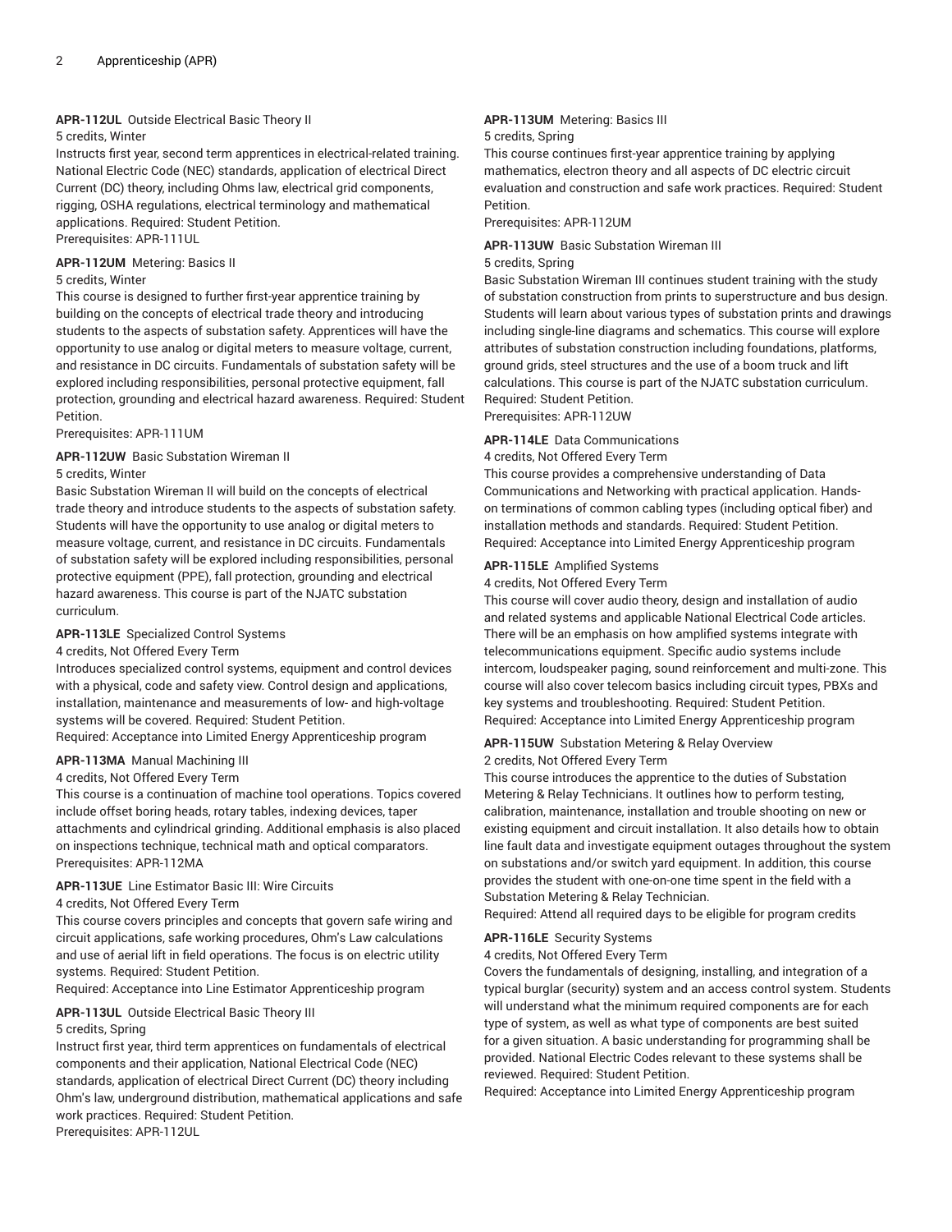**APR-112UL** Outside Electrical Basic Theory II
5 credits, Winter
Instructs first year, second term apprentices in electrical-related training. National Electric Code (NEC) standards, application of electrical Direct Current (DC) theory, including Ohms law, electrical grid components, rigging, OSHA regulations, electrical terminology and mathematical applications. Required: Student Petition.
Prerequisites: APR-111UL

**APR-112UM** Metering: Basics II
5 credits, Winter
This course is designed to further first-year apprentice training by building on the concepts of electrical trade theory and introducing students to the aspects of substation safety. Apprentices will have the opportunity to use analog or digital meters to measure voltage, current, and resistance in DC circuits. Fundamentals of substation safety will be explored including responsibilities, personal protective equipment, fall protection, grounding and electrical hazard awareness. Required: Student Petition.
Prerequisites: APR-111UM

**APR-112UW** Basic Substation Wireman II
5 credits, Winter
Basic Substation Wireman II will build on the concepts of electrical trade theory and introduce students to the aspects of substation safety. Students will have the opportunity to use analog or digital meters to measure voltage, current, and resistance in DC circuits. Fundamentals of substation safety will be explored including responsibilities, personal protective equipment (PPE), fall protection, grounding and electrical hazard awareness. This course is part of the NJATC substation curriculum.

**APR-113LE** Specialized Control Systems
4 credits, Not Offered Every Term
Introduces specialized control systems, equipment and control devices with a physical, code and safety view. Control design and applications, installation, maintenance and measurements of low- and high-voltage systems will be covered. Required: Student Petition.
Required: Acceptance into Limited Energy Apprenticeship program

**APR-113MA** Manual Machining III
4 credits, Not Offered Every Term
This course is a continuation of machine tool operations. Topics covered include offset boring heads, rotary tables, indexing devices, taper attachments and cylindrical grinding. Additional emphasis is also placed on inspections technique, technical math and optical comparators.
Prerequisites: APR-112MA

**APR-113UE** Line Estimator Basic III: Wire Circuits
4 credits, Not Offered Every Term
This course covers principles and concepts that govern safe wiring and circuit applications, safe working procedures, Ohm's Law calculations and use of aerial lift in field operations. The focus is on electric utility systems. Required: Student Petition.
Required: Acceptance into Line Estimator Apprenticeship program

**APR-113UL** Outside Electrical Basic Theory III
5 credits, Spring
Instruct first year, third term apprentices on fundamentals of electrical components and their application, National Electrical Code (NEC) standards, application of electrical Direct Current (DC) theory including Ohm's law, underground distribution, mathematical applications and safe work practices. Required: Student Petition.
Prerequisites: APR-112UL

**APR-113UM** Metering: Basics III
5 credits, Spring
This course continues first-year apprentice training by applying mathematics, electron theory and all aspects of DC electric circuit evaluation and construction and safe work practices. Required: Student Petition.
Prerequisites: APR-112UM

**APR-113UW** Basic Substation Wireman III
5 credits, Spring
Basic Substation Wireman III continues student training with the study of substation construction from prints to superstructure and bus design. Students will learn about various types of substation prints and drawings including single-line diagrams and schematics. This course will explore attributes of substation construction including foundations, platforms, ground grids, steel structures and the use of a boom truck and lift calculations. This course is part of the NJATC substation curriculum. Required: Student Petition.
Prerequisites: APR-112UW

**APR-114LE** Data Communications
4 credits, Not Offered Every Term
This course provides a comprehensive understanding of Data Communications and Networking with practical application. Hands-on terminations of common cabling types (including optical fiber) and installation methods and standards. Required: Student Petition.
Required: Acceptance into Limited Energy Apprenticeship program

**APR-115LE** Amplified Systems
4 credits, Not Offered Every Term
This course will cover audio theory, design and installation of audio and related systems and applicable National Electrical Code articles. There will be an emphasis on how amplified systems integrate with telecommunications equipment. Specific audio systems include intercom, loudspeaker paging, sound reinforcement and multi-zone. This course will also cover telecom basics including circuit types, PBXs and key systems and troubleshooting. Required: Student Petition.
Required: Acceptance into Limited Energy Apprenticeship program

**APR-115UW** Substation Metering & Relay Overview
2 credits, Not Offered Every Term
This course introduces the apprentice to the duties of Substation Metering & Relay Technicians. It outlines how to perform testing, calibration, maintenance, installation and trouble shooting on new or existing equipment and circuit installation. It also details how to obtain line fault data and investigate equipment outages throughout the system on substations and/or switch yard equipment. In addition, this course provides the student with one-on-one time spent in the field with a Substation Metering & Relay Technician.
Required: Attend all required days to be eligible for program credits

**APR-116LE** Security Systems
4 credits, Not Offered Every Term
Covers the fundamentals of designing, installing, and integration of a typical burglar (security) system and an access control system. Students will understand what the minimum required components are for each type of system, as well as what type of components are best suited for a given situation. A basic understanding for programming shall be provided. National Electric Codes relevant to these systems shall be reviewed. Required: Student Petition.
Required: Acceptance into Limited Energy Apprenticeship program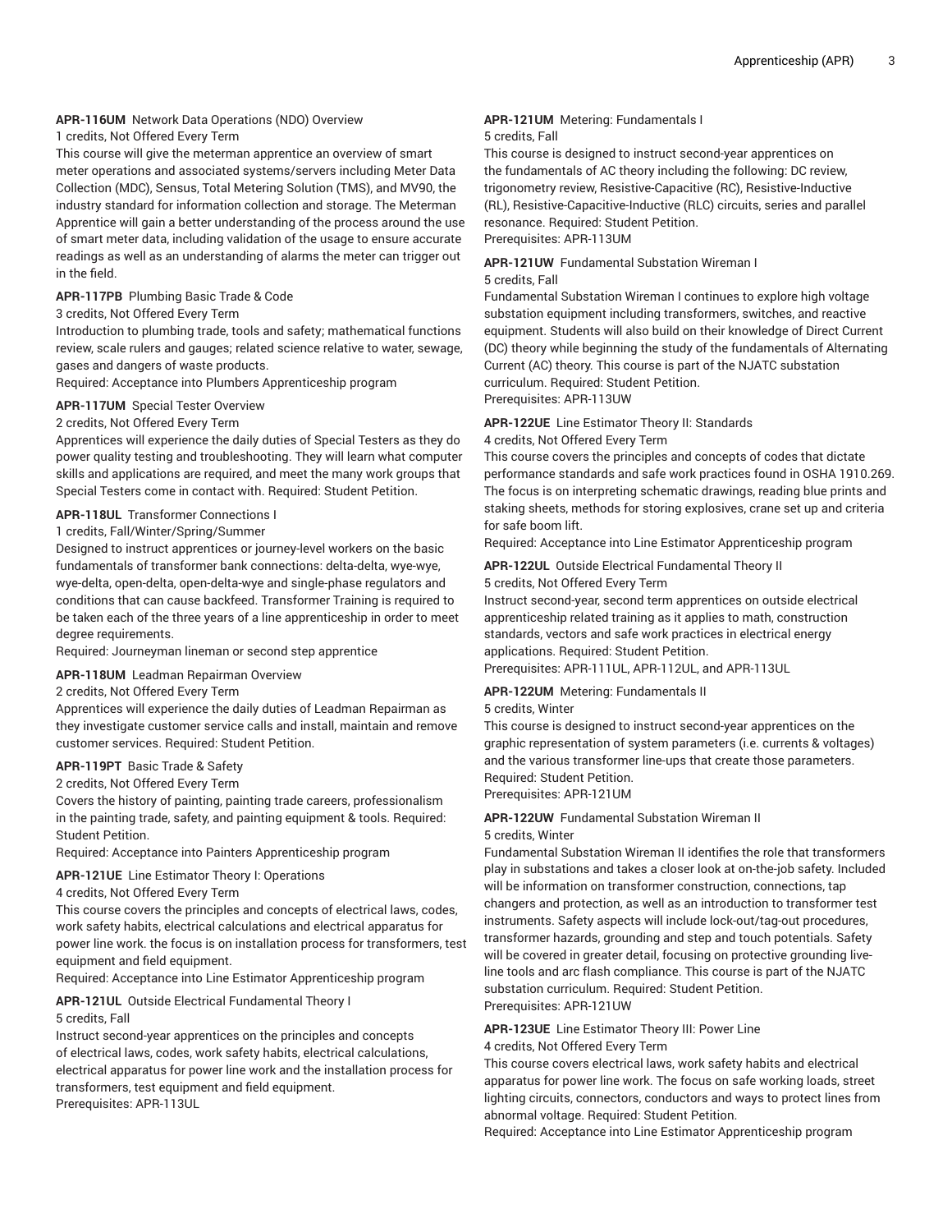**APR-116UM** Network Data Operations (NDO) Overview
1 credits, Not Offered Every Term
This course will give the meterman apprentice an overview of smart meter operations and associated systems/servers including Meter Data Collection (MDC), Sensus, Total Metering Solution (TMS), and MV90, the industry standard for information collection and storage. The Meterman Apprentice will gain a better understanding of the process around the use of smart meter data, including validation of the usage to ensure accurate readings as well as an understanding of alarms the meter can trigger out in the field.

**APR-117PB** Plumbing Basic Trade & Code
3 credits, Not Offered Every Term
Introduction to plumbing trade, tools and safety; mathematical functions review, scale rulers and gauges; related science relative to water, sewage, gases and dangers of waste products.
Required: Acceptance into Plumbers Apprenticeship program

**APR-117UM** Special Tester Overview
2 credits, Not Offered Every Term
Apprentices will experience the daily duties of Special Testers as they do power quality testing and troubleshooting. They will learn what computer skills and applications are required, and meet the many work groups that Special Testers come in contact with. Required: Student Petition.

**APR-118UL** Transformer Connections I
1 credits, Fall/Winter/Spring/Summer
Designed to instruct apprentices or journey-level workers on the basic fundamentals of transformer bank connections: delta-delta, wye-wye, wye-delta, open-delta, open-delta-wye and single-phase regulators and conditions that can cause backfeed. Transformer Training is required to be taken each of the three years of a line apprenticeship in order to meet degree requirements.
Required: Journeyman lineman or second step apprentice

**APR-118UM** Leadman Repairman Overview
2 credits, Not Offered Every Term
Apprentices will experience the daily duties of Leadman Repairman as they investigate customer service calls and install, maintain and remove customer services. Required: Student Petition.

**APR-119PT** Basic Trade & Safety
2 credits, Not Offered Every Term
Covers the history of painting, painting trade careers, professionalism in the painting trade, safety, and painting equipment & tools. Required: Student Petition.
Required: Acceptance into Painters Apprenticeship program

**APR-121UE** Line Estimator Theory I: Operations
4 credits, Not Offered Every Term
This course covers the principles and concepts of electrical laws, codes, work safety habits, electrical calculations and electrical apparatus for power line work. the focus is on installation process for transformers, test equipment and field equipment.
Required: Acceptance into Line Estimator Apprenticeship program

**APR-121UL** Outside Electrical Fundamental Theory I
5 credits, Fall
Instruct second-year apprentices on the principles and concepts of electrical laws, codes, work safety habits, electrical calculations, electrical apparatus for power line work and the installation process for transformers, test equipment and field equipment.
Prerequisites: APR-113UL

**APR-121UM** Metering: Fundamentals I
5 credits, Fall
This course is designed to instruct second-year apprentices on the fundamentals of AC theory including the following: DC review, trigonometry review, Resistive-Capacitive (RC), Resistive-Inductive (RL), Resistive-Capacitive-Inductive (RLC) circuits, series and parallel resonance. Required: Student Petition.
Prerequisites: APR-113UM

**APR-121UW** Fundamental Substation Wireman I
5 credits, Fall
Fundamental Substation Wireman I continues to explore high voltage substation equipment including transformers, switches, and reactive equipment. Students will also build on their knowledge of Direct Current (DC) theory while beginning the study of the fundamentals of Alternating Current (AC) theory. This course is part of the NJATC substation curriculum. Required: Student Petition.
Prerequisites: APR-113UW

**APR-122UE** Line Estimator Theory II: Standards
4 credits, Not Offered Every Term
This course covers the principles and concepts of codes that dictate performance standards and safe work practices found in OSHA 1910.269. The focus is on interpreting schematic drawings, reading blue prints and staking sheets, methods for storing explosives, crane set up and criteria for safe boom lift.
Required: Acceptance into Line Estimator Apprenticeship program

**APR-122UL** Outside Electrical Fundamental Theory II
5 credits, Not Offered Every Term
Instruct second-year, second term apprentices on outside electrical apprenticeship related training as it applies to math, construction standards, vectors and safe work practices in electrical energy applications. Required: Student Petition.
Prerequisites: APR-111UL, APR-112UL, and APR-113UL

**APR-122UM** Metering: Fundamentals II
5 credits, Winter
This course is designed to instruct second-year apprentices on the graphic representation of system parameters (i.e. currents & voltages) and the various transformer line-ups that create those parameters. Required: Student Petition.
Prerequisites: APR-121UM

**APR-122UW** Fundamental Substation Wireman II
5 credits, Winter
Fundamental Substation Wireman II identifies the role that transformers play in substations and takes a closer look at on-the-job safety. Included will be information on transformer construction, connections, tap changers and protection, as well as an introduction to transformer test instruments. Safety aspects will include lock-out/tag-out procedures, transformer hazards, grounding and step and touch potentials. Safety will be covered in greater detail, focusing on protective grounding live-line tools and arc flash compliance. This course is part of the NJATC substation curriculum. Required: Student Petition.
Prerequisites: APR-121UW

**APR-123UE** Line Estimator Theory III: Power Line
4 credits, Not Offered Every Term
This course covers electrical laws, work safety habits and electrical apparatus for power line work. The focus on safe working loads, street lighting circuits, connectors, conductors and ways to protect lines from abnormal voltage. Required: Student Petition.
Required: Acceptance into Line Estimator Apprenticeship program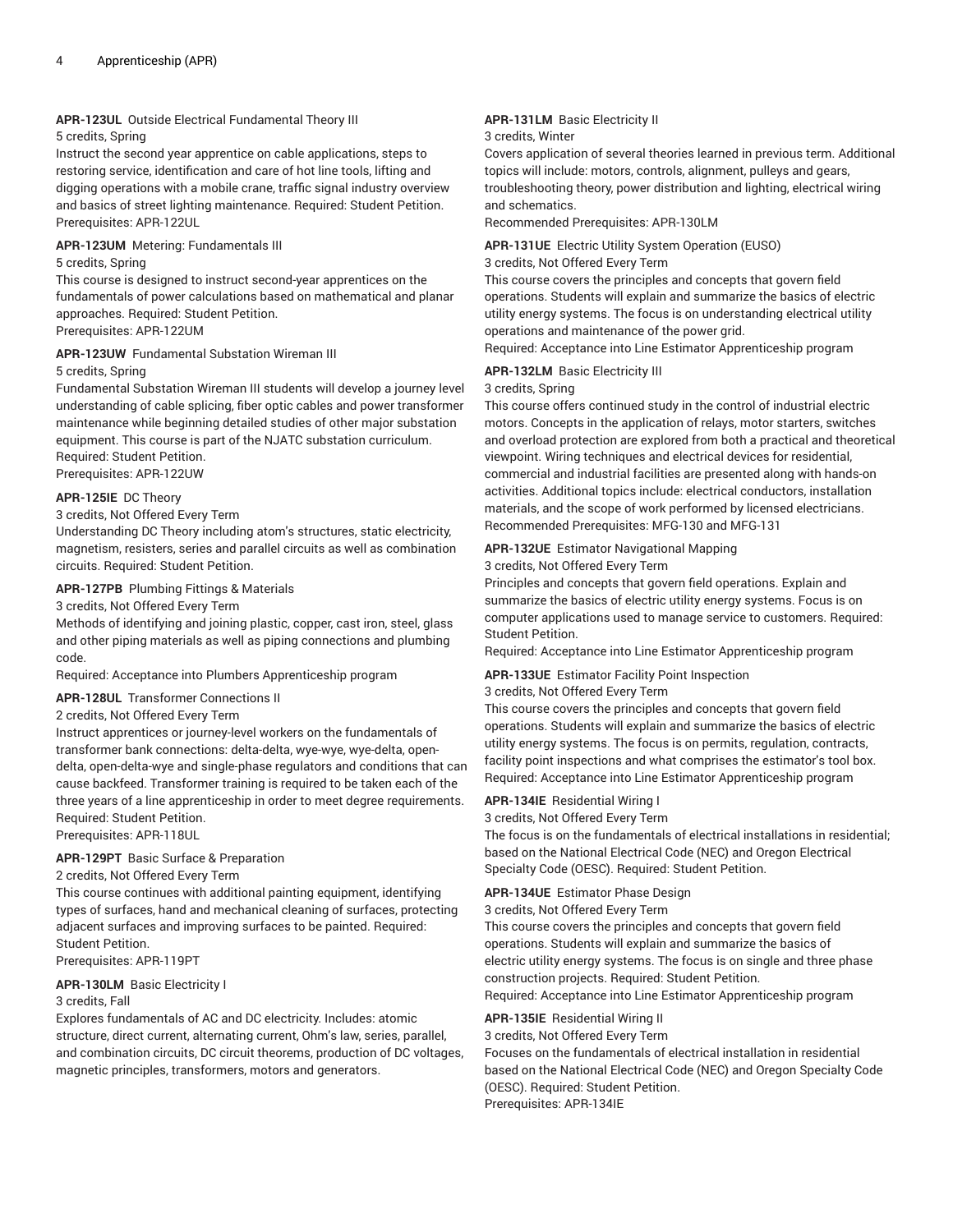**APR-123UL** Outside Electrical Fundamental Theory III
5 credits, Spring
Instruct the second year apprentice on cable applications, steps to restoring service, identification and care of hot line tools, lifting and digging operations with a mobile crane, traffic signal industry overview and basics of street lighting maintenance. Required: Student Petition.
Prerequisites: APR-122UL

**APR-123UM** Metering: Fundamentals III
5 credits, Spring
This course is designed to instruct second-year apprentices on the fundamentals of power calculations based on mathematical and planar approaches. Required: Student Petition.
Prerequisites: APR-122UM

**APR-123UW** Fundamental Substation Wireman III
5 credits, Spring
Fundamental Substation Wireman III students will develop a journey level understanding of cable splicing, fiber optic cables and power transformer maintenance while beginning detailed studies of other major substation equipment. This course is part of the NJATC substation curriculum. Required: Student Petition.
Prerequisites: APR-122UW

**APR-125IE** DC Theory
3 credits, Not Offered Every Term
Understanding DC Theory including atom's structures, static electricity, magnetism, resisters, series and parallel circuits as well as combination circuits. Required: Student Petition.

**APR-127PB** Plumbing Fittings & Materials
3 credits, Not Offered Every Term
Methods of identifying and joining plastic, copper, cast iron, steel, glass and other piping materials as well as piping connections and plumbing code.
Required: Acceptance into Plumbers Apprenticeship program

**APR-128UL** Transformer Connections II
2 credits, Not Offered Every Term
Instruct apprentices or journey-level workers on the fundamentals of transformer bank connections: delta-delta, wye-wye, wye-delta, open-delta, open-delta-wye and single-phase regulators and conditions that can cause backfeed. Transformer training is required to be taken each of the three years of a line apprenticeship in order to meet degree requirements. Required: Student Petition.
Prerequisites: APR-118UL

**APR-129PT** Basic Surface & Preparation
2 credits, Not Offered Every Term
This course continues with additional painting equipment, identifying types of surfaces, hand and mechanical cleaning of surfaces, protecting adjacent surfaces and improving surfaces to be painted. Required: Student Petition.
Prerequisites: APR-119PT

**APR-130LM** Basic Electricity I
3 credits, Fall
Explores fundamentals of AC and DC electricity. Includes: atomic structure, direct current, alternating current, Ohm's law, series, parallel, and combination circuits, DC circuit theorems, production of DC voltages, magnetic principles, transformers, motors and generators.

**APR-131LM** Basic Electricity II
3 credits, Winter
Covers application of several theories learned in previous term. Additional topics will include: motors, controls, alignment, pulleys and gears, troubleshooting theory, power distribution and lighting, electrical wiring and schematics.
Recommended Prerequisites: APR-130LM

**APR-131UE** Electric Utility System Operation (EUSO)
3 credits, Not Offered Every Term
This course covers the principles and concepts that govern field operations. Students will explain and summarize the basics of electric utility energy systems. The focus is on understanding electrical utility operations and maintenance of the power grid.
Required: Acceptance into Line Estimator Apprenticeship program

**APR-132LM** Basic Electricity III
3 credits, Spring
This course offers continued study in the control of industrial electric motors. Concepts in the application of relays, motor starters, switches and overload protection are explored from both a practical and theoretical viewpoint. Wiring techniques and electrical devices for residential, commercial and industrial facilities are presented along with hands-on activities. Additional topics include: electrical conductors, installation materials, and the scope of work performed by licensed electricians.
Recommended Prerequisites: MFG-130 and MFG-131

**APR-132UE** Estimator Navigational Mapping
3 credits, Not Offered Every Term
Principles and concepts that govern field operations. Explain and summarize the basics of electric utility energy systems. Focus is on computer applications used to manage service to customers. Required: Student Petition.
Required: Acceptance into Line Estimator Apprenticeship program

**APR-133UE** Estimator Facility Point Inspection
3 credits, Not Offered Every Term
This course covers the principles and concepts that govern field operations. Students will explain and summarize the basics of electric utility energy systems. The focus is on permits, regulation, contracts, facility point inspections and what comprises the estimator's tool box.
Required: Acceptance into Line Estimator Apprenticeship program

**APR-134IE** Residential Wiring I
3 credits, Not Offered Every Term
The focus is on the fundamentals of electrical installations in residential; based on the National Electrical Code (NEC) and Oregon Electrical Specialty Code (OESC). Required: Student Petition.

**APR-134UE** Estimator Phase Design
3 credits, Not Offered Every Term
This course covers the principles and concepts that govern field operations. Students will explain and summarize the basics of electric utility energy systems. The focus is on single and three phase construction projects. Required: Student Petition.
Required: Acceptance into Line Estimator Apprenticeship program

**APR-135IE** Residential Wiring II
3 credits, Not Offered Every Term
Focuses on the fundamentals of electrical installation in residential based on the National Electrical Code (NEC) and Oregon Specialty Code (OESC). Required: Student Petition.
Prerequisites: APR-134IE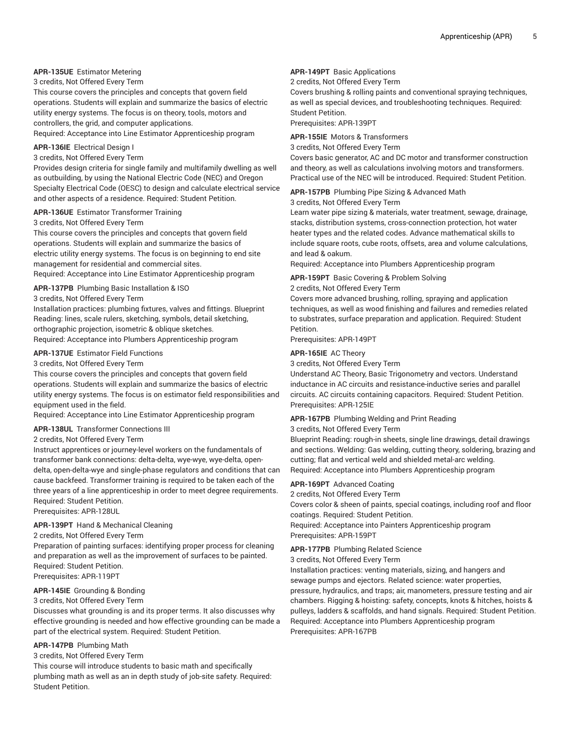**APR-135UE** Estimator Metering
3 credits, Not Offered Every Term
This course covers the principles and concepts that govern field operations. Students will explain and summarize the basics of electric utility energy systems. The focus is on theory, tools, motors and controllers, the grid, and computer applications.
Required: Acceptance into Line Estimator Apprenticeship program

**APR-136IE** Electrical Design I
3 credits, Not Offered Every Term
Provides design criteria for single family and multifamily dwelling as well as outbuilding, by using the National Electric Code (NEC) and Oregon Specialty Electrical Code (OESC) to design and calculate electrical service and other aspects of a residence. Required: Student Petition.

**APR-136UE** Estimator Transformer Training
3 credits, Not Offered Every Term
This course covers the principles and concepts that govern field operations. Students will explain and summarize the basics of electric utility energy systems. The focus is on beginning to end site management for residential and commercial sites.
Required: Acceptance into Line Estimator Apprenticeship program

**APR-137PB** Plumbing Basic Installation & ISO
3 credits, Not Offered Every Term
Installation practices: plumbing fixtures, valves and fittings. Blueprint Reading: lines, scale rulers, sketching, symbols, detail sketching, orthographic projection, isometric & oblique sketches.
Required: Acceptance into Plumbers Apprenticeship program

**APR-137UE** Estimator Field Functions
3 credits, Not Offered Every Term
This course covers the principles and concepts that govern field operations. Students will explain and summarize the basics of electric utility energy systems. The focus is on estimator field responsibilities and equipment used in the field.
Required: Acceptance into Line Estimator Apprenticeship program

**APR-138UL** Transformer Connections III
2 credits, Not Offered Every Term
Instruct apprentices or journey-level workers on the fundamentals of transformer bank connections: delta-delta, wye-wye, wye-delta, open-delta, open-delta-wye and single-phase regulators and conditions that can cause backfeed. Transformer training is required to be taken each of the three years of a line apprenticeship in order to meet degree requirements. Required: Student Petition.
Prerequisites: APR-128UL

**APR-139PT** Hand & Mechanical Cleaning
2 credits, Not Offered Every Term
Preparation of painting surfaces: identifying proper process for cleaning and preparation as well as the improvement of surfaces to be painted. Required: Student Petition.
Prerequisites: APR-119PT

**APR-145IE** Grounding & Bonding
3 credits, Not Offered Every Term
Discusses what grounding is and its proper terms. It also discusses why effective grounding is needed and how effective grounding can be made a part of the electrical system. Required: Student Petition.

**APR-147PB** Plumbing Math
3 credits, Not Offered Every Term
This course will introduce students to basic math and specifically plumbing math as well as an in depth study of job-site safety. Required: Student Petition.

**APR-149PT** Basic Applications
2 credits, Not Offered Every Term
Covers brushing & rolling paints and conventional spraying techniques, as well as special devices, and troubleshooting techniques. Required: Student Petition.
Prerequisites: APR-139PT

**APR-155IE** Motors & Transformers
3 credits, Not Offered Every Term
Covers basic generator, AC and DC motor and transformer construction and theory, as well as calculations involving motors and transformers. Practical use of the NEC will be introduced. Required: Student Petition.

**APR-157PB** Plumbing Pipe Sizing & Advanced Math
3 credits, Not Offered Every Term
Learn water pipe sizing & materials, water treatment, sewage, drainage, stacks, distribution systems, cross-connection protection, hot water heater types and the related codes. Advance mathematical skills to include square roots, cube roots, offsets, area and volume calculations, and lead & oakum.
Required: Acceptance into Plumbers Apprenticeship program

**APR-159PT** Basic Covering & Problem Solving
2 credits, Not Offered Every Term
Covers more advanced brushing, rolling, spraying and application techniques, as well as wood finishing and failures and remedies related to substrates, surface preparation and application. Required: Student Petition.
Prerequisites: APR-149PT

**APR-165IE** AC Theory
3 credits, Not Offered Every Term
Understand AC Theory, Basic Trigonometry and vectors. Understand inductance in AC circuits and resistance-inductive series and parallel circuits. AC circuits containing capacitors. Required: Student Petition.
Prerequisites: APR-125IE

**APR-167PB** Plumbing Welding and Print Reading
3 credits, Not Offered Every Term
Blueprint Reading: rough-in sheets, single line drawings, detail drawings and sections. Welding: Gas welding, cutting theory, soldering, brazing and cutting; flat and vertical weld and shielded metal-arc welding.
Required: Acceptance into Plumbers Apprenticeship program

**APR-169PT** Advanced Coating
2 credits, Not Offered Every Term
Covers color & sheen of paints, special coatings, including roof and floor coatings. Required: Student Petition.
Required: Acceptance into Painters Apprenticeship program
Prerequisites: APR-159PT

**APR-177PB** Plumbing Related Science
3 credits, Not Offered Every Term
Installation practices: venting materials, sizing, and hangers and sewage pumps and ejectors. Related science: water properties, pressure, hydraulics, and traps; air, manometers, pressure testing and air chambers. Rigging & hoisting: safety, concepts, knots & hitches, hoists & pulleys, ladders & scaffolds, and hand signals. Required: Student Petition.
Required: Acceptance into Plumbers Apprenticeship program
Prerequisites: APR-167PB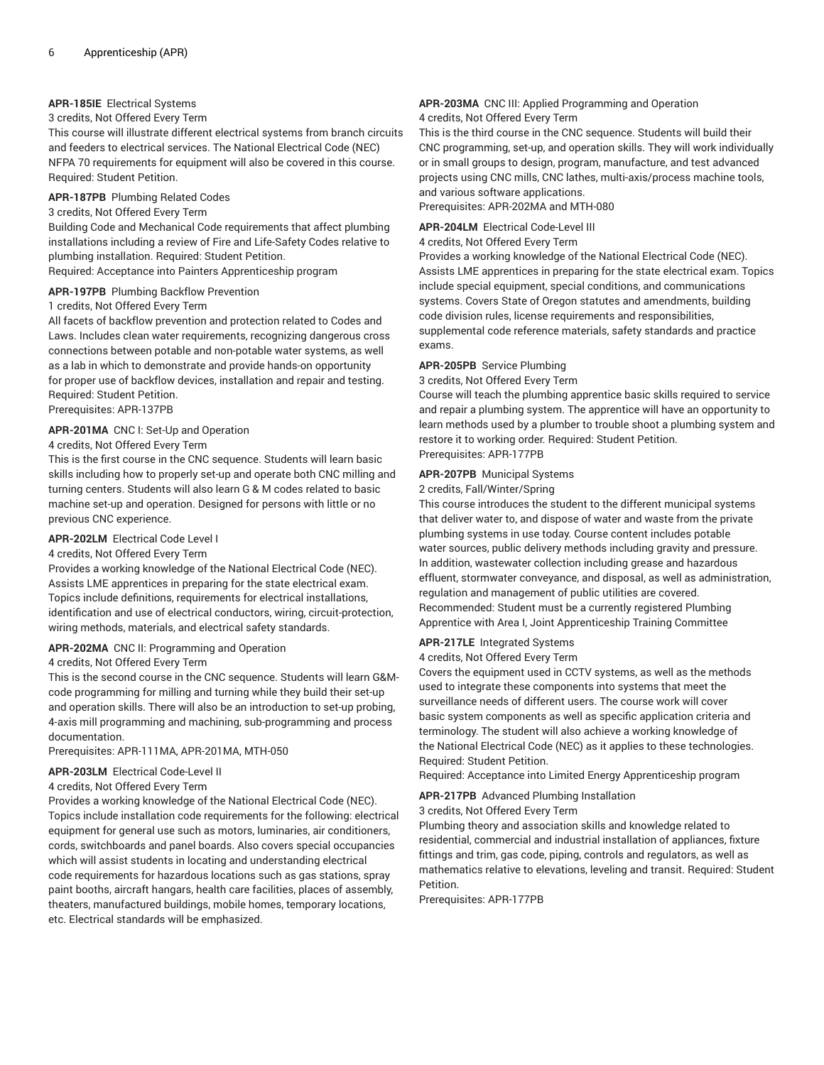**APR-185IE** Electrical Systems
3 credits, Not Offered Every Term
This course will illustrate different electrical systems from branch circuits and feeders to electrical services. The National Electrical Code (NEC) NFPA 70 requirements for equipment will also be covered in this course. Required: Student Petition.

**APR-187PB** Plumbing Related Codes
3 credits, Not Offered Every Term
Building Code and Mechanical Code requirements that affect plumbing installations including a review of Fire and Life-Safety Codes relative to plumbing installation. Required: Student Petition.
Required: Acceptance into Painters Apprenticeship program

**APR-197PB** Plumbing Backflow Prevention
1 credits, Not Offered Every Term
All facets of backflow prevention and protection related to Codes and Laws. Includes clean water requirements, recognizing dangerous cross connections between potable and non-potable water systems, as well as a lab in which to demonstrate and provide hands-on opportunity for proper use of backflow devices, installation and repair and testing. Required: Student Petition.
Prerequisites: APR-137PB

**APR-201MA** CNC I: Set-Up and Operation
4 credits, Not Offered Every Term
This is the first course in the CNC sequence. Students will learn basic skills including how to properly set-up and operate both CNC milling and turning centers. Students will also learn G & M codes related to basic machine set-up and operation. Designed for persons with little or no previous CNC experience.

**APR-202LM** Electrical Code Level I
4 credits, Not Offered Every Term
Provides a working knowledge of the National Electrical Code (NEC). Assists LME apprentices in preparing for the state electrical exam. Topics include definitions, requirements for electrical installations, identification and use of electrical conductors, wiring, circuit-protection, wiring methods, materials, and electrical safety standards.

**APR-202MA** CNC II: Programming and Operation
4 credits, Not Offered Every Term
This is the second course in the CNC sequence. Students will learn G&M-code programming for milling and turning while they build their set-up and operation skills. There will also be an introduction to set-up probing, 4-axis mill programming and machining, sub-programming and process documentation.
Prerequisites: APR-111MA, APR-201MA, MTH-050

**APR-203LM** Electrical Code-Level II
4 credits, Not Offered Every Term
Provides a working knowledge of the National Electrical Code (NEC). Topics include installation code requirements for the following: electrical equipment for general use such as motors, luminaries, air conditioners, cords, switchboards and panel boards. Also covers special occupancies which will assist students in locating and understanding electrical code requirements for hazardous locations such as gas stations, spray paint booths, aircraft hangars, health care facilities, places of assembly, theaters, manufactured buildings, mobile homes, temporary locations, etc. Electrical standards will be emphasized.

**APR-203MA** CNC III: Applied Programming and Operation
4 credits, Not Offered Every Term
This is the third course in the CNC sequence. Students will build their CNC programming, set-up, and operation skills. They will work individually or in small groups to design, program, manufacture, and test advanced projects using CNC mills, CNC lathes, multi-axis/process machine tools, and various software applications.
Prerequisites: APR-202MA and MTH-080

**APR-204LM** Electrical Code-Level III
4 credits, Not Offered Every Term
Provides a working knowledge of the National Electrical Code (NEC). Assists LME apprentices in preparing for the state electrical exam. Topics include special equipment, special conditions, and communications systems. Covers State of Oregon statutes and amendments, building code division rules, license requirements and responsibilities, supplemental code reference materials, safety standards and practice exams.

**APR-205PB** Service Plumbing
3 credits, Not Offered Every Term
Course will teach the plumbing apprentice basic skills required to service and repair a plumbing system. The apprentice will have an opportunity to learn methods used by a plumber to trouble shoot a plumbing system and restore it to working order. Required: Student Petition.
Prerequisites: APR-177PB

**APR-207PB** Municipal Systems
2 credits, Fall/Winter/Spring
This course introduces the student to the different municipal systems that deliver water to, and dispose of water and waste from the private plumbing systems in use today. Course content includes potable water sources, public delivery methods including gravity and pressure. In addition, wastewater collection including grease and hazardous effluent, stormwater conveyance, and disposal, as well as administration, regulation and management of public utilities are covered.
Recommended: Student must be a currently registered Plumbing Apprentice with Area I, Joint Apprenticeship Training Committee

**APR-217LE** Integrated Systems
4 credits, Not Offered Every Term
Covers the equipment used in CCTV systems, as well as the methods used to integrate these components into systems that meet the surveillance needs of different users. The course work will cover basic system components as well as specific application criteria and terminology. The student will also achieve a working knowledge of the National Electrical Code (NEC) as it applies to these technologies. Required: Student Petition.
Required: Acceptance into Limited Energy Apprenticeship program

**APR-217PB** Advanced Plumbing Installation
3 credits, Not Offered Every Term
Plumbing theory and association skills and knowledge related to residential, commercial and industrial installation of appliances, fixture fittings and trim, gas code, piping, controls and regulators, as well as mathematics relative to elevations, leveling and transit. Required: Student Petition.
Prerequisites: APR-177PB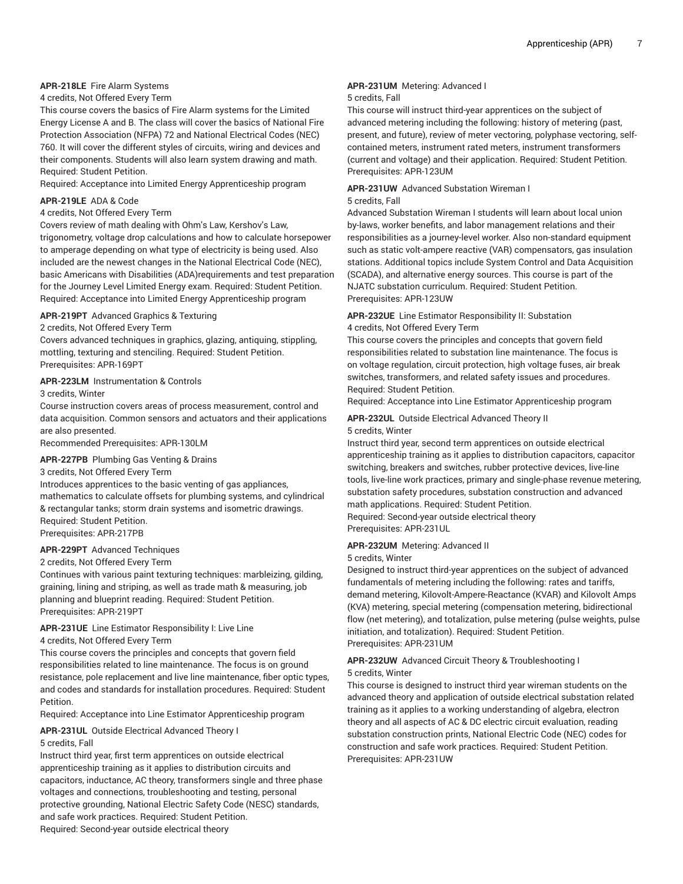**APR-218LE** Fire Alarm Systems
4 credits, Not Offered Every Term
This course covers the basics of Fire Alarm systems for the Limited Energy License A and B. The class will cover the basics of National Fire Protection Association (NFPA) 72 and National Electrical Codes (NEC) 760. It will cover the different styles of circuits, wiring and devices and their components. Students will also learn system drawing and math. Required: Student Petition.
Required: Acceptance into Limited Energy Apprenticeship program

**APR-219LE** ADA & Code
4 credits, Not Offered Every Term
Covers review of math dealing with Ohm's Law, Kershov's Law, trigonometry, voltage drop calculations and how to calculate horsepower to amperage depending on what type of electricity is being used. Also included are the newest changes in the National Electrical Code (NEC), basic Americans with Disabilities (ADA)requirements and test preparation for the Journey Level Limited Energy exam. Required: Student Petition.
Required: Acceptance into Limited Energy Apprenticeship program

**APR-219PT** Advanced Graphics & Texturing
2 credits, Not Offered Every Term
Covers advanced techniques in graphics, glazing, antiquing, stippling, mottling, texturing and stenciling. Required: Student Petition.
Prerequisites: APR-169PT

**APR-223LM** Instrumentation & Controls
3 credits, Winter
Course instruction covers areas of process measurement, control and data acquisition. Common sensors and actuators and their applications are also presented.
Recommended Prerequisites: APR-130LM

**APR-227PB** Plumbing Gas Venting & Drains
3 credits, Not Offered Every Term
Introduces apprentices to the basic venting of gas appliances, mathematics to calculate offsets for plumbing systems, and cylindrical & rectangular tanks; storm drain systems and isometric drawings.
Required: Student Petition.
Prerequisites: APR-217PB

**APR-229PT** Advanced Techniques
2 credits, Not Offered Every Term
Continues with various paint texturing techniques: marbleizing, gilding, graining, lining and striping, as well as trade math & measuring, job planning and blueprint reading. Required: Student Petition.
Prerequisites: APR-219PT

**APR-231UE** Line Estimator Responsibility I: Live Line
4 credits, Not Offered Every Term
This course covers the principles and concepts that govern field responsibilities related to line maintenance. The focus is on ground resistance, pole replacement and live line maintenance, fiber optic types, and codes and standards for installation procedures. Required: Student Petition.
Required: Acceptance into Line Estimator Apprenticeship program

**APR-231UL** Outside Electrical Advanced Theory I
5 credits, Fall
Instruct third year, first term apprentices on outside electrical apprenticeship training as it applies to distribution circuits and capacitors, inductance, AC theory, transformers single and three phase voltages and connections, troubleshooting and testing, personal protective grounding, National Electric Safety Code (NESC) standards, and safe work practices. Required: Student Petition.
Required: Second-year outside electrical theory

**APR-231UM** Metering: Advanced I
5 credits, Fall
This course will instruct third-year apprentices on the subject of advanced metering including the following: history of metering (past, present, and future), review of meter vectoring, polyphase vectoring, self-contained meters, instrument rated meters, instrument transformers (current and voltage) and their application. Required: Student Petition.
Prerequisites: APR-123UM

**APR-231UW** Advanced Substation Wireman I
5 credits, Fall
Advanced Substation Wireman I students will learn about local union by-laws, worker benefits, and labor management relations and their responsibilities as a journey-level worker. Also non-standard equipment such as static volt-ampere reactive (VAR) compensators, gas insulation stations. Additional topics include System Control and Data Acquisition (SCADA), and alternative energy sources. This course is part of the NJATC substation curriculum. Required: Student Petition.
Prerequisites: APR-123UW

**APR-232UE** Line Estimator Responsibility II: Substation
4 credits, Not Offered Every Term
This course covers the principles and concepts that govern field responsibilities related to substation line maintenance. The focus is on voltage regulation, circuit protection, high voltage fuses, air break switches, transformers, and related safety issues and procedures.
Required: Student Petition.
Required: Acceptance into Line Estimator Apprenticeship program

**APR-232UL** Outside Electrical Advanced Theory II
5 credits, Winter
Instruct third year, second term apprentices on outside electrical apprenticeship training as it applies to distribution capacitors, capacitor switching, breakers and switches, rubber protective devices, live-line tools, live-line work practices, primary and single-phase revenue metering, substation safety procedures, substation construction and advanced math applications. Required: Student Petition.
Required: Second-year outside electrical theory
Prerequisites: APR-231UL

**APR-232UM** Metering: Advanced II
5 credits, Winter
Designed to instruct third-year apprentices on the subject of advanced fundamentals of metering including the following: rates and tariffs, demand metering, Kilovolt-Ampere-Reactance (KVAR) and Kilovolt Amps (KVA) metering, special metering (compensation metering, bidirectional flow (net metering), and totalization, pulse metering (pulse weights, pulse initiation, and totalization). Required: Student Petition.
Prerequisites: APR-231UM

**APR-232UW** Advanced Circuit Theory & Troubleshooting I
5 credits, Winter
This course is designed to instruct third year wireman students on the advanced theory and application of outside electrical substation related training as it applies to a working understanding of algebra, electron theory and all aspects of AC & DC electric circuit evaluation, reading substation construction prints, National Electric Code (NEC) codes for construction and safe work practices. Required: Student Petition.
Prerequisites: APR-231UW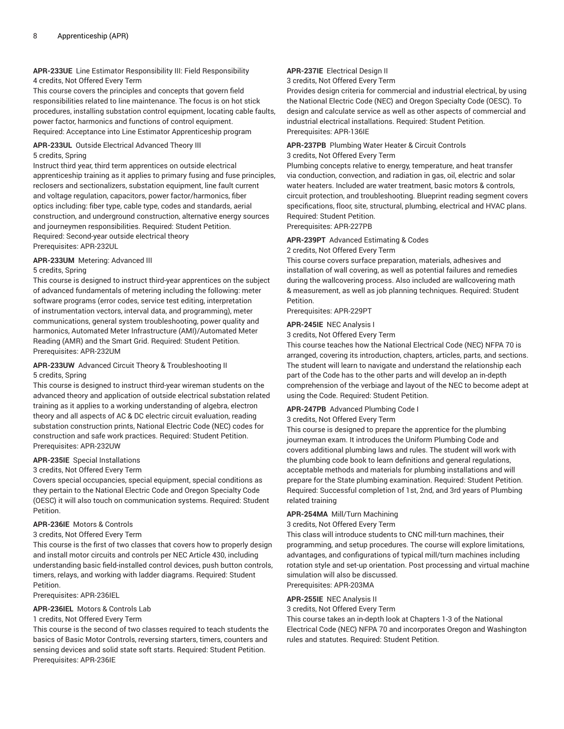**APR-233UE** Line Estimator Responsibility III: Field Responsibility
4 credits, Not Offered Every Term
This course covers the principles and concepts that govern field responsibilities related to line maintenance. The focus is on hot stick procedures, installing substation control equipment, locating cable faults, power factor, harmonics and functions of control equipment.
Required: Acceptance into Line Estimator Apprenticeship program

**APR-233UL** Outside Electrical Advanced Theory III
5 credits, Spring
Instruct third year, third term apprentices on outside electrical apprenticeship training as it applies to primary fusing and fuse principles, reclosers and sectionalizers, substation equipment, line fault current and voltage regulation, capacitors, power factor/harmonics, fiber optics including: fiber type, cable type, codes and standards, aerial construction, and underground construction, alternative energy sources and journeymen responsibilities. Required: Student Petition.
Required: Second-year outside electrical theory
Prerequisites: APR-232UL

**APR-233UM** Metering: Advanced III
5 credits, Spring
This course is designed to instruct third-year apprentices on the subject of advanced fundamentals of metering including the following: meter software programs (error codes, service test editing, interpretation of instrumentation vectors, interval data, and programming), meter communications, general system troubleshooting, power quality and harmonics, Automated Meter Infrastructure (AMI)/Automated Meter Reading (AMR) and the Smart Grid. Required: Student Petition.
Prerequisites: APR-232UM

**APR-233UW** Advanced Circuit Theory & Troubleshooting II
5 credits, Spring
This course is designed to instruct third-year wireman students on the advanced theory and application of outside electrical substation related training as it applies to a working understanding of algebra, electron theory and all aspects of AC & DC electric circuit evaluation, reading substation construction prints, National Electric Code (NEC) codes for construction and safe work practices. Required: Student Petition.
Prerequisites: APR-232UW

**APR-235IE** Special Installations
3 credits, Not Offered Every Term
Covers special occupancies, special equipment, special conditions as they pertain to the National Electric Code and Oregon Specialty Code (OESC) it will also touch on communication systems. Required: Student Petition.

**APR-236IE** Motors & Controls
3 credits, Not Offered Every Term
This course is the first of two classes that covers how to properly design and install motor circuits and controls per NEC Article 430, including understanding basic field-installed control devices, push button controls, timers, relays, and working with ladder diagrams. Required: Student Petition.
Prerequisites: APR-236IEL

**APR-236IEL** Motors & Controls Lab
1 credits, Not Offered Every Term
This course is the second of two classes required to teach students the basics of Basic Motor Controls, reversing starters, timers, counters and sensing devices and solid state soft starts. Required: Student Petition.
Prerequisites: APR-236IE

**APR-237IE** Electrical Design II
3 credits, Not Offered Every Term
Provides design criteria for commercial and industrial electrical, by using the National Electric Code (NEC) and Oregon Specialty Code (OESC). To design and calculate service as well as other aspects of commercial and industrial electrical installations. Required: Student Petition.
Prerequisites: APR-136IE

**APR-237PB** Plumbing Water Heater & Circuit Controls
3 credits, Not Offered Every Term
Plumbing concepts relative to energy, temperature, and heat transfer via conduction, convection, and radiation in gas, oil, electric and solar water heaters. Included are water treatment, basic motors & controls, circuit protection, and troubleshooting. Blueprint reading segment covers specifications, floor, site, structural, plumbing, electrical and HVAC plans. Required: Student Petition.
Prerequisites: APR-227PB

**APR-239PT** Advanced Estimating & Codes
2 credits, Not Offered Every Term
This course covers surface preparation, materials, adhesives and installation of wall covering, as well as potential failures and remedies during the wallcovering process. Also included are wallcovering math & measurement, as well as job planning techniques. Required: Student Petition.
Prerequisites: APR-229PT

**APR-245IE** NEC Analysis I
3 credits, Not Offered Every Term
This course teaches how the National Electrical Code (NEC) NFPA 70 is arranged, covering its introduction, chapters, articles, parts, and sections. The student will learn to navigate and understand the relationship each part of the Code has to the other parts and will develop an in-depth comprehension of the verbiage and layout of the NEC to become adept at using the Code. Required: Student Petition.

**APR-247PB** Advanced Plumbing Code I
3 credits, Not Offered Every Term
This course is designed to prepare the apprentice for the plumbing journeyman exam. It introduces the Uniform Plumbing Code and covers additional plumbing laws and rules. The student will work with the plumbing code book to learn definitions and general regulations, acceptable methods and materials for plumbing installations and will prepare for the State plumbing examination. Required: Student Petition.
Required: Successful completion of 1st, 2nd, and 3rd years of Plumbing related training

**APR-254MA** Mill/Turn Machining
3 credits, Not Offered Every Term
This class will introduce students to CNC mill-turn machines, their programming, and setup procedures. The course will explore limitations, advantages, and configurations of typical mill/turn machines including rotation style and set-up orientation. Post processing and virtual machine simulation will also be discussed.
Prerequisites: APR-203MA

**APR-255IE** NEC Analysis II
3 credits, Not Offered Every Term
This course takes an in-depth look at Chapters 1-3 of the National Electrical Code (NEC) NFPA 70 and incorporates Oregon and Washington rules and statutes. Required: Student Petition.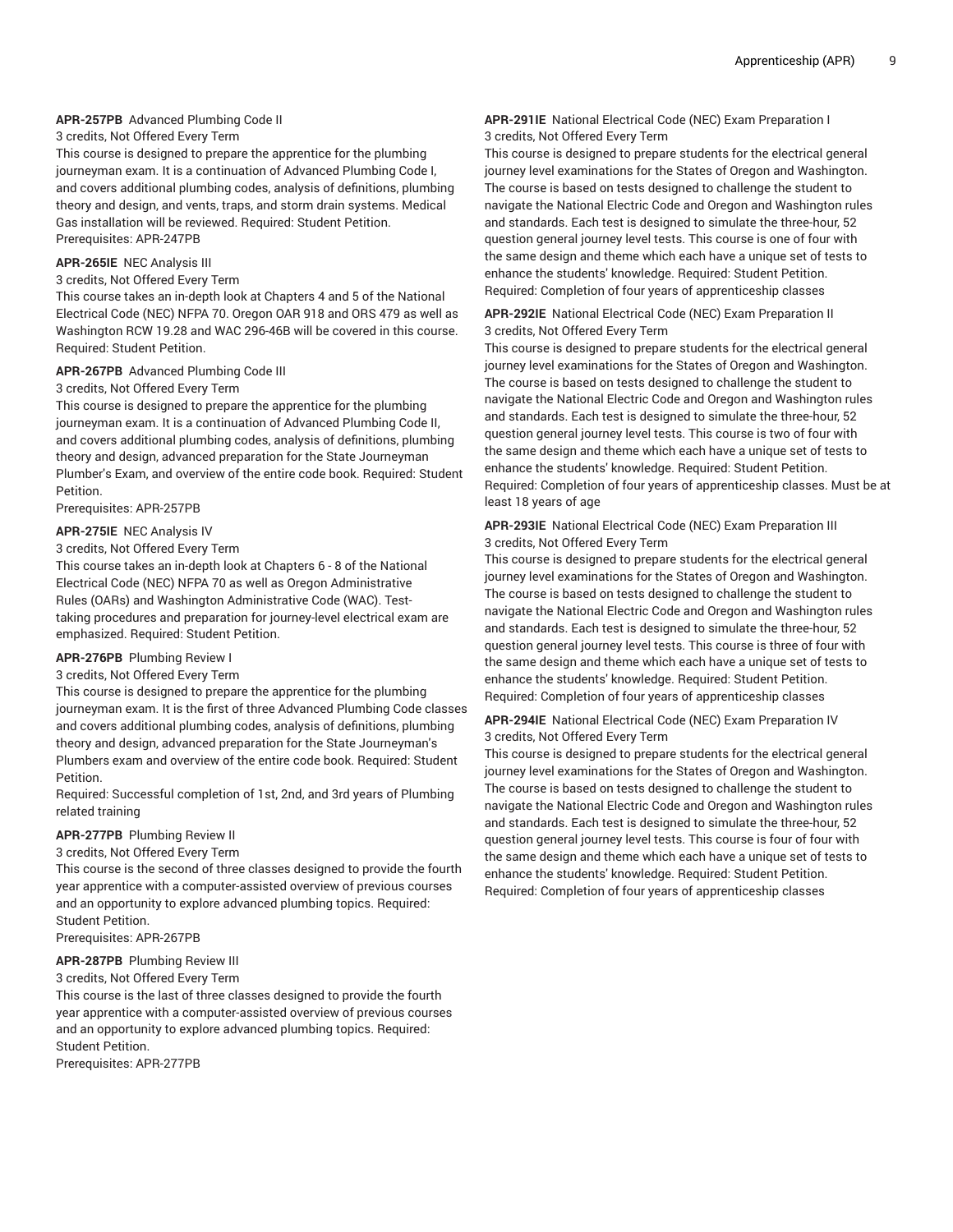**APR-257PB** Advanced Plumbing Code II
3 credits, Not Offered Every Term
This course is designed to prepare the apprentice for the plumbing journeyman exam. It is a continuation of Advanced Plumbing Code I, and covers additional plumbing codes, analysis of definitions, plumbing theory and design, and vents, traps, and storm drain systems. Medical Gas installation will be reviewed. Required: Student Petition.
Prerequisites: APR-247PB

**APR-265IE** NEC Analysis III
3 credits, Not Offered Every Term
This course takes an in-depth look at Chapters 4 and 5 of the National Electrical Code (NEC) NFPA 70. Oregon OAR 918 and ORS 479 as well as Washington RCW 19.28 and WAC 296-46B will be covered in this course. Required: Student Petition.

**APR-267PB** Advanced Plumbing Code III
3 credits, Not Offered Every Term
This course is designed to prepare the apprentice for the plumbing journeyman exam. It is a continuation of Advanced Plumbing Code II, and covers additional plumbing codes, analysis of definitions, plumbing theory and design, advanced preparation for the State Journeyman Plumber's Exam, and overview of the entire code book. Required: Student Petition.
Prerequisites: APR-257PB

**APR-275IE** NEC Analysis IV
3 credits, Not Offered Every Term
This course takes an in-depth look at Chapters 6 - 8 of the National Electrical Code (NEC) NFPA 70 as well as Oregon Administrative Rules (OARs) and Washington Administrative Code (WAC). Test-taking procedures and preparation for journey-level electrical exam are emphasized. Required: Student Petition.

**APR-276PB** Plumbing Review I
3 credits, Not Offered Every Term
This course is designed to prepare the apprentice for the plumbing journeyman exam. It is the first of three Advanced Plumbing Code classes and covers additional plumbing codes, analysis of definitions, plumbing theory and design, advanced preparation for the State Journeyman's Plumbers exam and overview of the entire code book. Required: Student Petition.
Required: Successful completion of 1st, 2nd, and 3rd years of Plumbing related training

**APR-277PB** Plumbing Review II
3 credits, Not Offered Every Term
This course is the second of three classes designed to provide the fourth year apprentice with a computer-assisted overview of previous courses and an opportunity to explore advanced plumbing topics. Required: Student Petition.
Prerequisites: APR-267PB

**APR-287PB** Plumbing Review III
3 credits, Not Offered Every Term
This course is the last of three classes designed to provide the fourth year apprentice with a computer-assisted overview of previous courses and an opportunity to explore advanced plumbing topics. Required: Student Petition.
Prerequisites: APR-277PB

**APR-291IE** National Electrical Code (NEC) Exam Preparation I
3 credits, Not Offered Every Term
This course is designed to prepare students for the electrical general journey level examinations for the States of Oregon and Washington. The course is based on tests designed to challenge the student to navigate the National Electric Code and Oregon and Washington rules and standards. Each test is designed to simulate the three-hour, 52 question general journey level tests. This course is one of four with the same design and theme which each have a unique set of tests to enhance the students' knowledge. Required: Student Petition.
Required: Completion of four years of apprenticeship classes

**APR-292IE** National Electrical Code (NEC) Exam Preparation II
3 credits, Not Offered Every Term
This course is designed to prepare students for the electrical general journey level examinations for the States of Oregon and Washington. The course is based on tests designed to challenge the student to navigate the National Electric Code and Oregon and Washington rules and standards. Each test is designed to simulate the three-hour, 52 question general journey level tests. This course is two of four with the same design and theme which each have a unique set of tests to enhance the students' knowledge. Required: Student Petition.
Required: Completion of four years of apprenticeship classes. Must be at least 18 years of age

**APR-293IE** National Electrical Code (NEC) Exam Preparation III
3 credits, Not Offered Every Term
This course is designed to prepare students for the electrical general journey level examinations for the States of Oregon and Washington. The course is based on tests designed to challenge the student to navigate the National Electric Code and Oregon and Washington rules and standards. Each test is designed to simulate the three-hour, 52 question general journey level tests. This course is three of four with the same design and theme which each have a unique set of tests to enhance the students' knowledge. Required: Student Petition.
Required: Completion of four years of apprenticeship classes

**APR-294IE** National Electrical Code (NEC) Exam Preparation IV
3 credits, Not Offered Every Term
This course is designed to prepare students for the electrical general journey level examinations for the States of Oregon and Washington. The course is based on tests designed to challenge the student to navigate the National Electric Code and Oregon and Washington rules and standards. Each test is designed to simulate the three-hour, 52 question general journey level tests. This course is four of four with the same design and theme which each have a unique set of tests to enhance the students' knowledge. Required: Student Petition.
Required: Completion of four years of apprenticeship classes